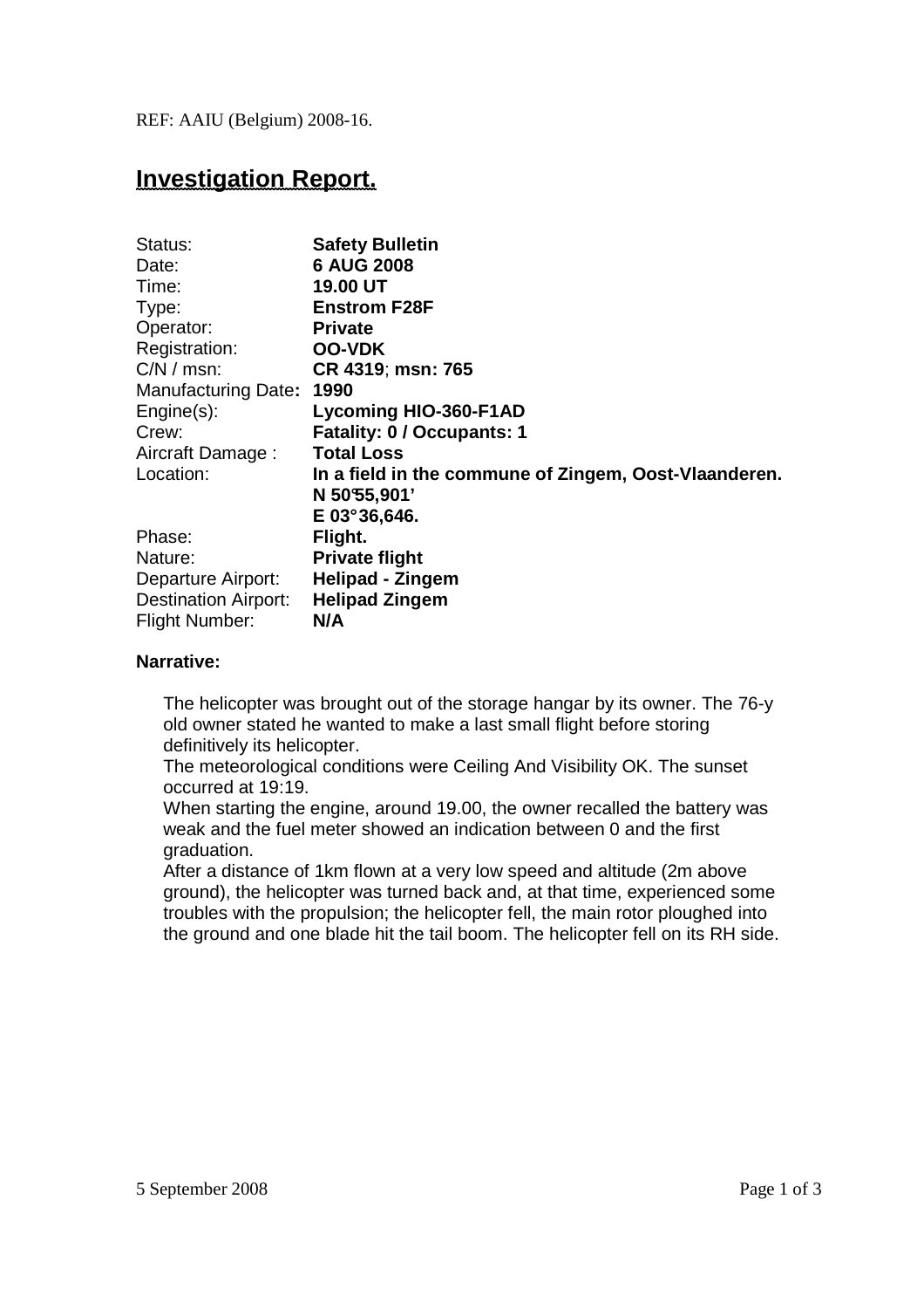REF: AAIU (Belgium) 2008-16.

# Investigation Report.

| | |
|---|---|
| Status: | **Safety Bulletin** |
| Date: | **6 AUG 2008** |
| Time: | **19.00 UT** |
| Type: | **Enstrom F28F** |
| Operator: | **Private** |
| Registration: | **OO-VDK** |
| C/N / msn: | **CR 4319; msn: 765** |
| Manufacturing Date: | **1990** |
| Engine(s): | **Lycoming HIO-360-F1AD** |
| Crew: | **Fatality: 0 / Occupants: 1** |
| Aircraft Damage : | **Total Loss** |
| Location: | **In a field in the commune of Zingem, Oost-Vlaanderen. N 50°55,901' E 03°36,646.** |
| Phase: | **Flight.** |
| Nature: | **Private flight** |
| Departure Airport: | **Helipad - Zingem** |
| Destination Airport: | **Helipad Zingem** |
| Flight Number: | **N/A** |

**Narrative:**

The helicopter was brought out of the storage hangar by its owner. The 76-y old owner stated he wanted to make a last small flight before storing definitively its helicopter.

The meteorological conditions were Ceiling And Visibility OK. The sunset occurred at 19:19.

When starting the engine, around 19.00, the owner recalled the battery was weak and the fuel meter showed an indication between 0 and the first graduation.

After a distance of 1km flown at a very low speed and altitude (2m above ground), the helicopter was turned back and, at that time, experienced some troubles with the propulsion; the helicopter fell, the main rotor ploughed into the ground and one blade hit the tail boom. The helicopter fell on its RH side.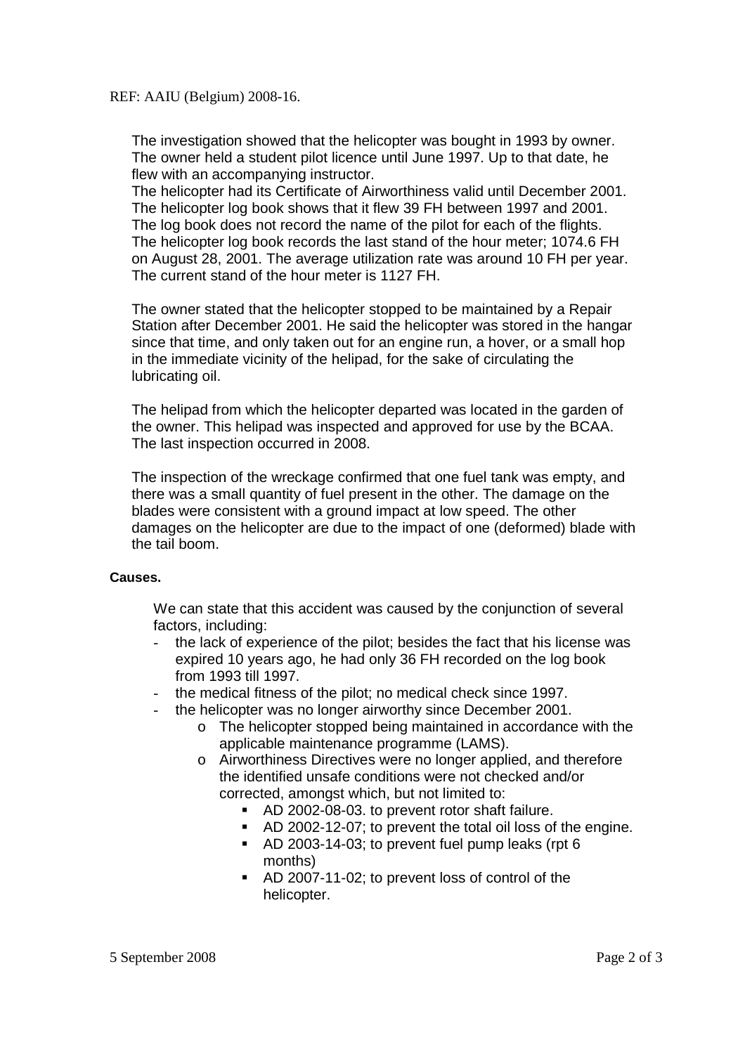REF: AAIU (Belgium) 2008-16.

The investigation showed that the helicopter was bought in 1993 by owner. The owner held a student pilot licence until June 1997. Up to that date, he flew with an accompanying instructor.
The helicopter had its Certificate of Airworthiness valid until December 2001. The helicopter log book shows that it flew 39 FH between 1997 and 2001. The log book does not record the name of the pilot for each of the flights. The helicopter log book records the last stand of the hour meter; 1074.6 FH on August 28, 2001. The average utilization rate was around 10 FH per year. The current stand of the hour meter is 1127 FH.

The owner stated that the helicopter stopped to be maintained by a Repair Station after December 2001. He said the helicopter was stored in the hangar since that time, and only taken out for an engine run, a hover, or a small hop in the immediate vicinity of the helipad, for the sake of circulating the lubricating oil.

The helipad from which the helicopter departed was located in the garden of the owner. This helipad was inspected and approved for use by the BCAA. The last inspection occurred in 2008.

The inspection of the wreckage confirmed that one fuel tank was empty, and there was a small quantity of fuel present in the other. The damage on the blades were consistent with a ground impact at low speed. The other damages on the helicopter are due to the impact of one (deformed) blade with the tail boom.

**Causes.**

We can state that this accident was caused by the conjunction of several factors, including:

- the lack of experience of the pilot; besides the fact that his license was expired 10 years ago, he had only 36 FH recorded on the log book from 1993 till 1997.
- the medical fitness of the pilot; no medical check since 1997.
- the helicopter was no longer airworthy since December 2001.
    - The helicopter stopped being maintained in accordance with the applicable maintenance programme (LAMS).
    - Airworthiness Directives were no longer applied, and therefore the identified unsafe conditions were not checked and/or corrected, amongst which, but not limited to:
        - AD 2002-08-03. to prevent rotor shaft failure.
        - AD 2002-12-07; to prevent the total oil loss of the engine.
        - AD 2003-14-03; to prevent fuel pump leaks (rpt 6 months)
        - AD 2007-11-02; to prevent loss of control of the helicopter.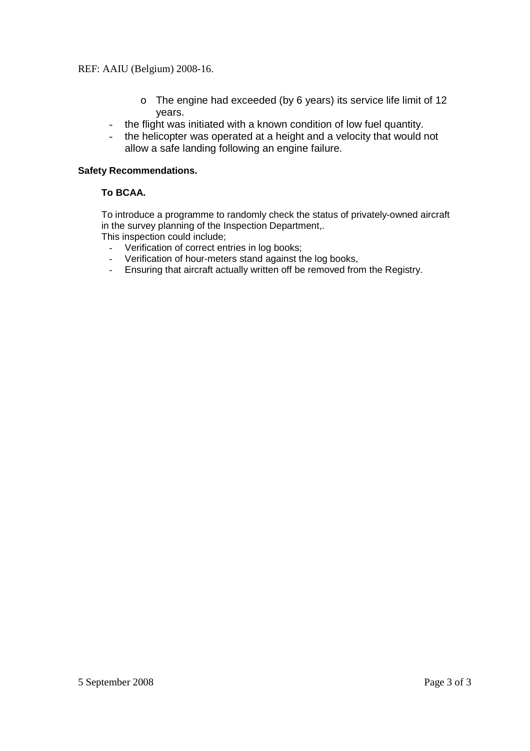- The engine had exceeded (by 6 years) its service life limit of 12 years.

- the flight was initiated with a known condition of low fuel quantity.
- the helicopter was operated at a height and a velocity that would not allow a safe landing following an engine failure.

**Safety Recommendations.**

**To BCAA.**

To introduce a programme to randomly check the status of privately-owned aircraft in the survey planning of the Inspection Department,.
This inspection could include;

- Verification of correct entries in log books;
- Verification of hour-meters stand against the log books,
- Ensuring that aircraft actually written off be removed from the Registry.